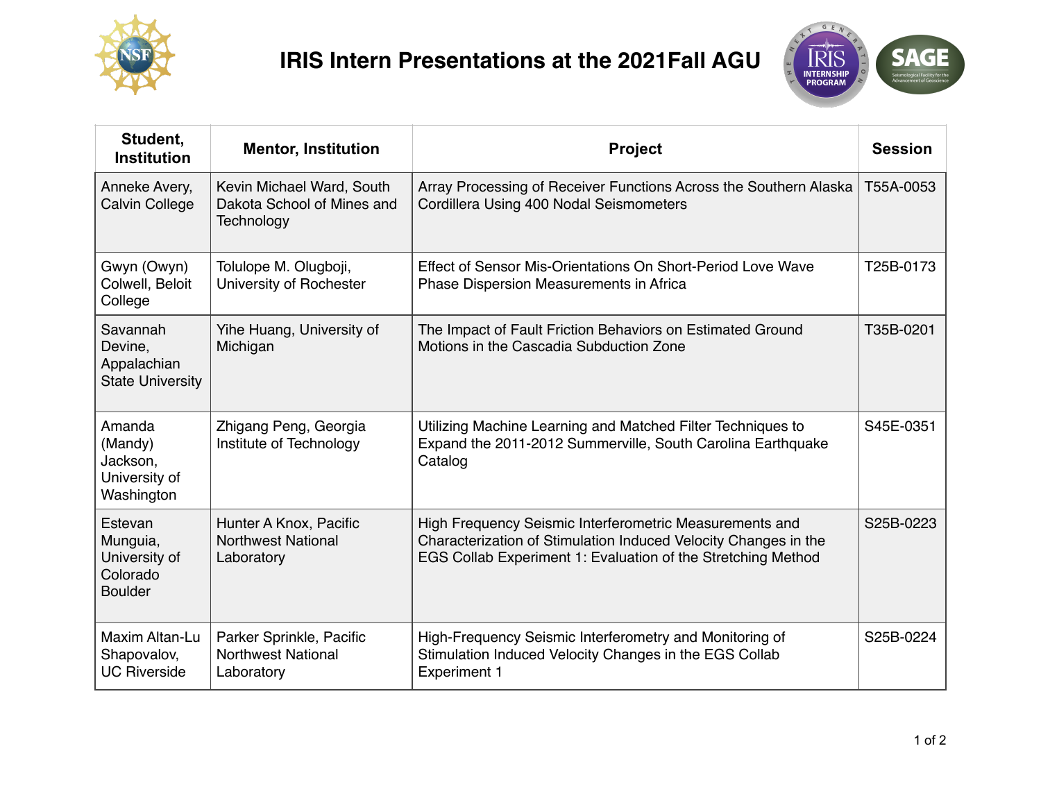# IRIS Intern Presentations at the 2021Fall AGU

| Student, Institution | Mentor, Institution | Project | Session |
|---|---|---|---|
| Anneke Avery, Calvin College | Kevin Michael Ward, South Dakota School of Mines and Technology | Array Processing of Receiver Functions Across the Southern Alaska Cordillera Using 400 Nodal Seismometers | T55A-0053 |
| Gwyn (Owyn) Colwell, Beloit College | Tolulope M. Olugboji, University of Rochester | Effect of Sensor Mis-Orientations On Short-Period Love Wave Phase Dispersion Measurements in Africa | T25B-0173 |
| Savannah Devine, Appalachian State University | Yihe Huang, University of Michigan | The Impact of Fault Friction Behaviors on Estimated Ground Motions in the Cascadia Subduction Zone | T35B-0201 |
| Amanda (Mandy) Jackson, University of Washington | Zhigang Peng, Georgia Institute of Technology | Utilizing Machine Learning and Matched Filter Techniques to Expand the 2011-2012 Summerville, South Carolina Earthquake Catalog | S45E-0351 |
| Estevan Munguia, University of Colorado Boulder | Hunter A Knox, Pacific Northwest National Laboratory | High Frequency Seismic Interferometric Measurements and Characterization of Stimulation Induced Velocity Changes in the EGS Collab Experiment 1: Evaluation of the Stretching Method | S25B-0223 |
| Maxim Altan-Lu Shapovalov, UC Riverside | Parker Sprinkle, Pacific Northwest National Laboratory | High-Frequency Seismic Interferometry and Monitoring of Stimulation Induced Velocity Changes in the EGS Collab Experiment 1 | S25B-0224 |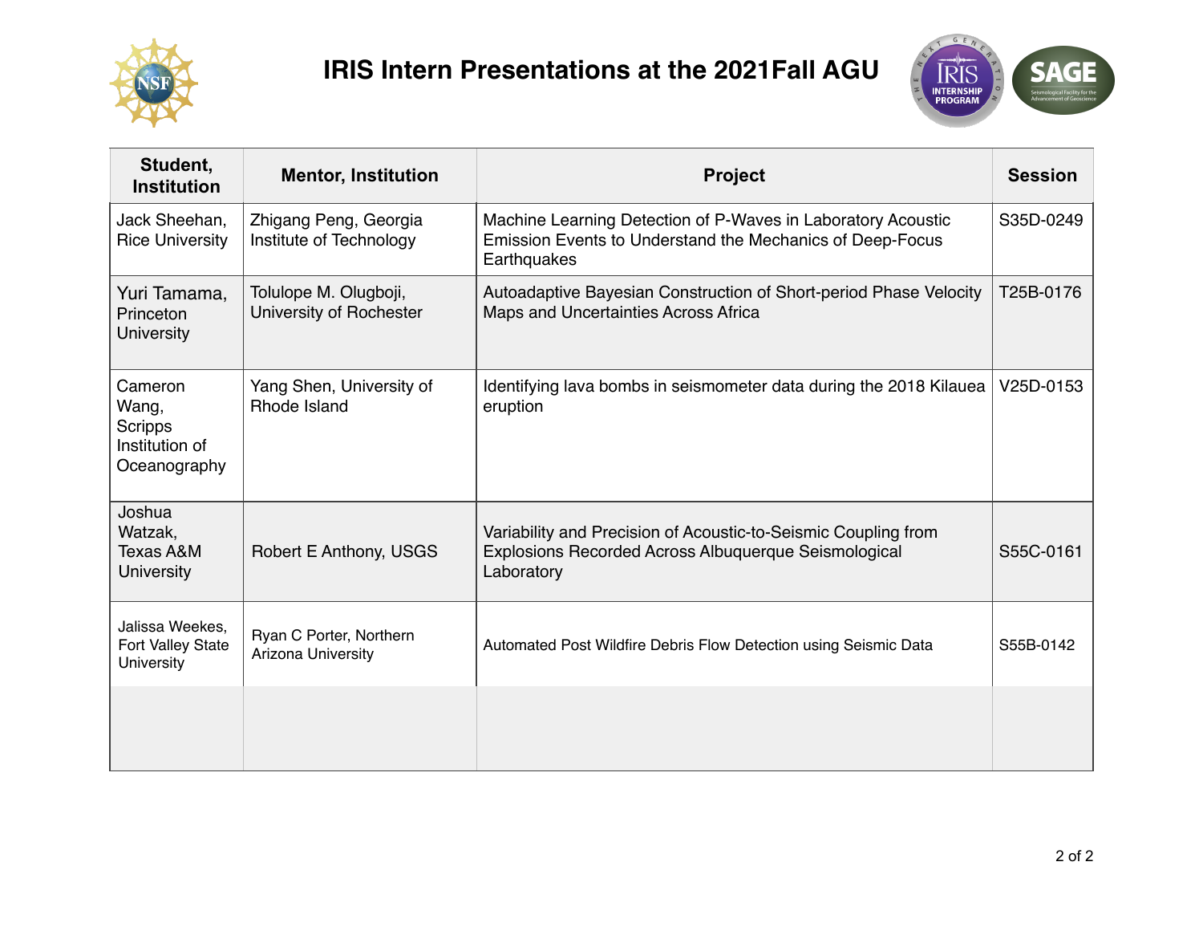# IRIS Intern Presentations at the 2021Fall AGU

| Student, Institution | Mentor, Institution | Project | Session |
|---|---|---|---|
| Jack Sheehan, Rice University | Zhigang Peng, Georgia Institute of Technology | Machine Learning Detection of P-Waves in Laboratory Acoustic Emission Events to Understand the Mechanics of Deep-Focus Earthquakes | S35D-0249 |
| Yuri Tamama, Princeton University | Tolulope M. Olugboji, University of Rochester | Autoadaptive Bayesian Construction of Short-period Phase Velocity Maps and Uncertainties Across Africa | T25B-0176 |
| Cameron Wang, Scripps Institution of Oceanography | Yang Shen, University of Rhode Island | Identifying lava bombs in seismometer data during the 2018 Kilauea eruption | V25D-0153 |
| Joshua Watzak, Texas A&M University | Robert E Anthony, USGS | Variability and Precision of Acoustic-to-Seismic Coupling from Explosions Recorded Across Albuquerque Seismological Laboratory | S55C-0161 |
| Jalissa Weekes, Fort Valley State University | Ryan C Porter, Northern Arizona University | Automated Post Wildfire Debris Flow Detection using Seismic Data | S55B-0142 |
| | | | |